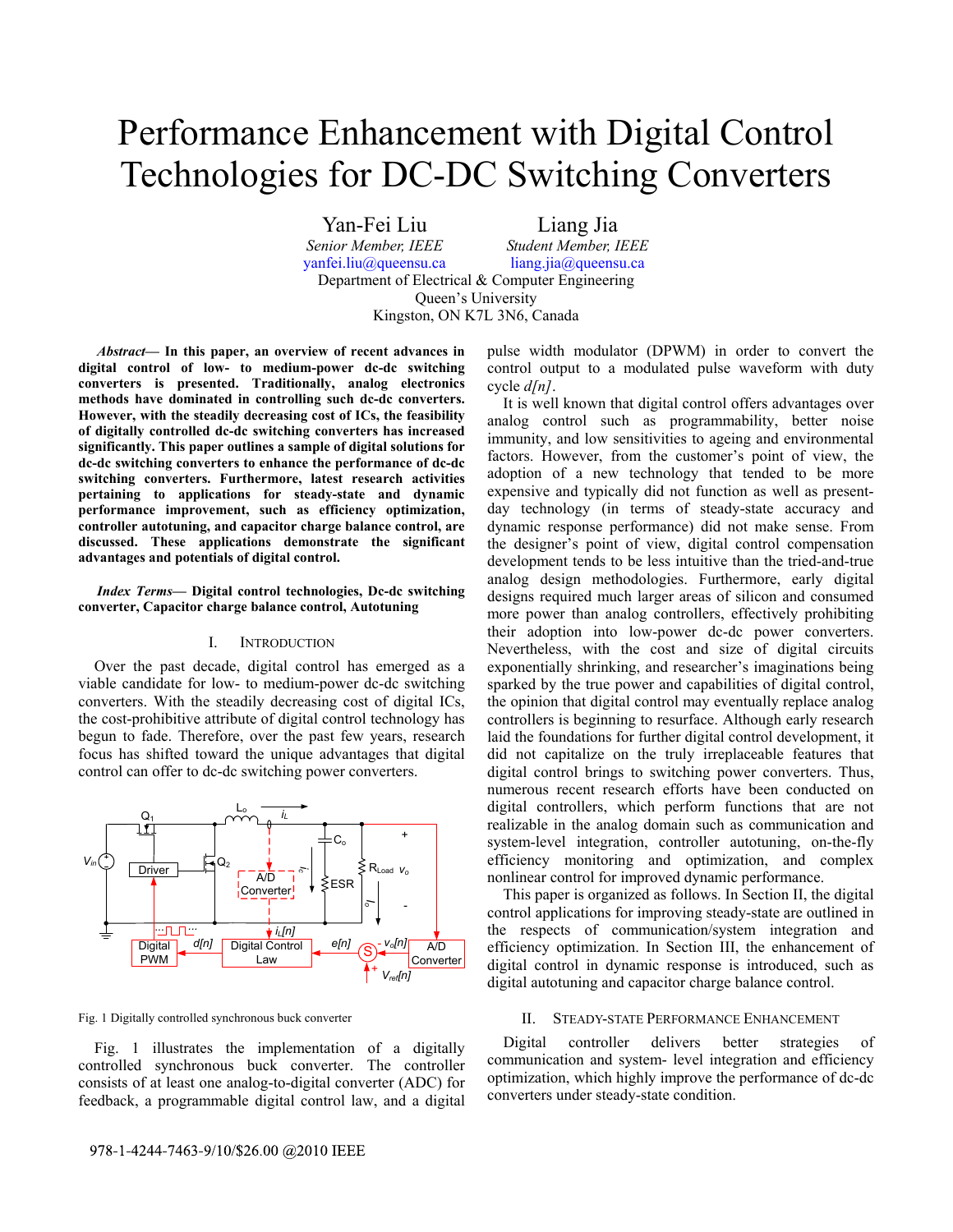# Performance Enhancement with Digital Control Technologies for DC-DC Switching Converters

Yan-Fei Liu
*Senior Member, IEEE*
yanfei.liu@queensu.ca

Liang Jia
*Student Member, IEEE*
liang.jia@queensu.ca

Department of Electrical & Computer Engineering
Queen's University
Kingston, ON K7L 3N6, Canada

***Abstract*— In this paper, an overview of recent advances in digital control of low- to medium-power dc-dc switching converters is presented. Traditionally, analog electronics methods have dominated in controlling such dc-dc converters. However, with the steadily decreasing cost of ICs, the feasibility of digitally controlled dc-dc switching converters has increased significantly. This paper outlines a sample of digital solutions for dc-dc switching converters to enhance the performance of dc-dc switching converters. Furthermore, latest research activities pertaining to applications for steady-state and dynamic performance improvement, such as efficiency optimization, controller autotuning, and capacitor charge balance control, are discussed. These applications demonstrate the significant advantages and potentials of digital control.**

***Index Terms*— Digital control technologies, Dc-dc switching converter, Capacitor charge balance control, Autotuning**

## I. INTRODUCTION

Over the past decade, digital control has emerged as a viable candidate for low- to medium-power dc-dc switching converters. With the steadily decreasing cost of digital ICs, the cost-prohibitive attribute of digital control technology has begun to fade. Therefore, over the past few years, research focus has shifted toward the unique advantages that digital control can offer to dc-dc switching power converters.

$L_o$
$i_L$
$Q_1$
$C_o$
$+$
$V_{in}$
Driver
$Q_2$
A/D Converter
$i_c$
ESR
$R_{Load}$ $v_o$
$i_o$
$-$
$i_L[n]$
Digital PWM
$d[n]$
Digital Control Law
$e[n]$
S
$v_o[n]$
A/D Converter
$V_{ref}[n]$

Fig. 1 Digitally controlled synchronous buck converter

Fig. 1 illustrates the implementation of a digitally controlled synchronous buck converter. The controller consists of at least one analog-to-digital converter (ADC) for feedback, a programmable digital control law, and a digital pulse width modulator (DPWM) in order to convert the control output to a modulated pulse waveform with duty cycle *d[n]*.

It is well known that digital control offers advantages over analog control such as programmability, better noise immunity, and low sensitivities to ageing and environmental factors. However, from the customer's point of view, the adoption of a new technology that tended to be more expensive and typically did not function as well as present-day technology (in terms of steady-state accuracy and dynamic response performance) did not make sense. From the designer's point of view, digital control compensation development tends to be less intuitive than the tried-and-true analog design methodologies. Furthermore, early digital designs required much larger areas of silicon and consumed more power than analog controllers, effectively prohibiting their adoption into low-power dc-dc power converters. Nevertheless, with the cost and size of digital circuits exponentially shrinking, and researcher's imaginations being sparked by the true power and capabilities of digital control, the opinion that digital control may eventually replace analog controllers is beginning to resurface. Although early research laid the foundations for further digital control development, it did not capitalize on the truly irreplaceable features that digital control brings to switching power converters. Thus, numerous recent research efforts have been conducted on digital controllers, which perform functions that are not realizable in the analog domain such as communication and system-level integration, controller autotuning, on-the-fly efficiency monitoring and optimization, and complex nonlinear control for improved dynamic performance.

This paper is organized as follows. In Section II, the digital control applications for improving steady-state are outlined in the respects of communication/system integration and efficiency optimization. In Section III, the enhancement of digital control in dynamic response is introduced, such as digital autotuning and capacitor charge balance control.

## II. STEADY-STATE PERFORMANCE ENHANCEMENT

Digital controller delivers better strategies of communication and system- level integration and efficiency optimization, which highly improve the performance of dc-dc converters under steady-state condition.

978-1-4244-7463-9/10/$26.00 @2010 IEEE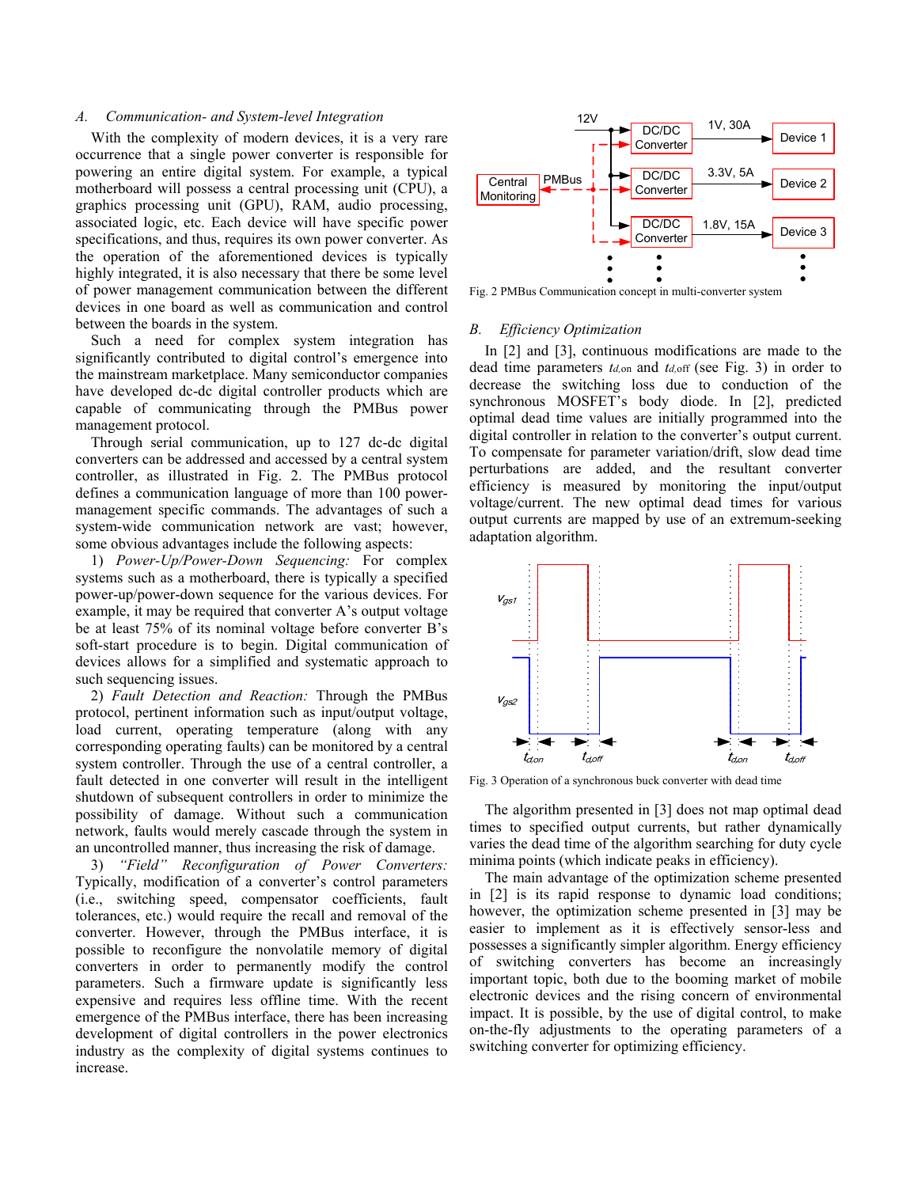### A. Communication- and System-level Integration

With the complexity of modern devices, it is a very rare occurrence that a single power converter is responsible for powering an entire digital system. For example, a typical motherboard will possess a central processing unit (CPU), a graphics processing unit (GPU), RAM, audio processing, associated logic, etc. Each device will have specific power specifications, and thus, requires its own power converter. As the operation of the aforementioned devices is typically highly integrated, it is also necessary that there be some level of power management communication between the different devices in one board as well as communication and control between the boards in the system.

Such a need for complex system integration has significantly contributed to digital control's emergence into the mainstream marketplace. Many semiconductor companies have developed dc-dc digital controller products which are capable of communicating through the PMBus power management protocol.

Through serial communication, up to 127 dc-dc digital converters can be addressed and accessed by a central system controller, as illustrated in Fig. 2. The PMBus protocol defines a communication language of more than 100 power-management specific commands. The advantages of such a system-wide communication network are vast; however, some obvious advantages include the following aspects:

1) *Power-Up/Power-Down Sequencing:* For complex systems such as a motherboard, there is typically a specified power-up/power-down sequence for the various devices. For example, it may be required that converter A's output voltage be at least 75% of its nominal voltage before converter B's soft-start procedure is to begin. Digital communication of devices allows for a simplified and systematic approach to such sequencing issues.

2) *Fault Detection and Reaction:* Through the PMBus protocol, pertinent information such as input/output voltage, load current, operating temperature (along with any corresponding operating faults) can be monitored by a central system controller. Through the use of a central controller, a fault detected in one converter will result in the intelligent shutdown of subsequent controllers in order to minimize the possibility of damage. Without such a communication network, faults would merely cascade through the system in an uncontrolled manner, thus increasing the risk of damage.

3) *"Field" Reconfiguration of Power Converters:* Typically, modification of a converter's control parameters (i.e., switching speed, compensator coefficients, fault tolerances, etc.) would require the recall and removal of the converter. However, through the PMBus interface, it is possible to reconfigure the nonvolatile memory of digital converters in order to permanently modify the control parameters. Such a firmware update is significantly less expensive and requires less offline time. With the recent emergence of the PMBus interface, there has been increasing development of digital controllers in the power electronics industry as the complexity of digital systems continues to increase.

Fig. 2 PMBus Communication concept in multi-converter system

### B. Efficiency Optimization

In [2] and [3], continuous modifications are made to the dead time parameters $t_{d,on}$ and $t_{d,off}$ (see Fig. 3) in order to decrease the switching loss due to conduction of the synchronous MOSFET's body diode. In [2], predicted optimal dead time values are initially programmed into the digital controller in relation to the converter's output current. To compensate for parameter variation/drift, slow dead time perturbations are added, and the resultant converter efficiency is measured by monitoring the input/output voltage/current. The new optimal dead times for various output currents are mapped by use of an extremum-seeking adaptation algorithm.

Fig. 3 Operation of a synchronous buck converter with dead time

The algorithm presented in [3] does not map optimal dead times to specified output currents, but rather dynamically varies the dead time of the algorithm searching for duty cycle minima points (which indicate peaks in efficiency).

The main advantage of the optimization scheme presented in [2] is its rapid response to dynamic load conditions; however, the optimization scheme presented in [3] may be easier to implement as it is effectively sensor-less and possesses a significantly simpler algorithm. Energy efficiency of switching converters has become an increasingly important topic, both due to the booming market of mobile electronic devices and the rising concern of environmental impact. It is possible, by the use of digital control, to make on-the-fly adjustments to the operating parameters of a switching converter for optimizing efficiency.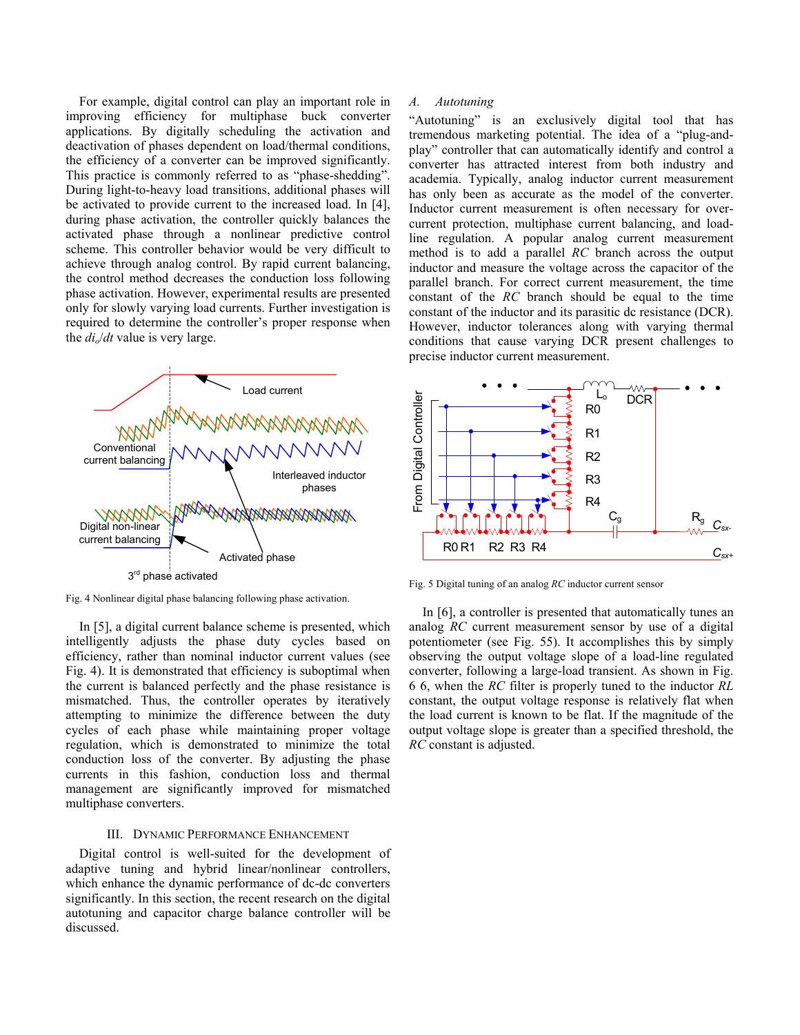For example, digital control can play an important role in improving efficiency for multiphase buck converter applications. By digitally scheduling the activation and deactivation of phases dependent on load/thermal conditions, the efficiency of a converter can be improved significantly. This practice is commonly referred to as "phase-shedding". During light-to-heavy load transitions, additional phases will be activated to provide current to the increased load. In [4], during phase activation, the controller quickly balances the activated phase through a nonlinear predictive control scheme. This controller behavior would be very difficult to achieve through analog control. By rapid current balancing, the control method decreases the conduction loss following phase activation. However, experimental results are presented only for slowly varying load currents. Further investigation is required to determine the controller's proper response when the $di_o/dt$ value is very large.

Load current

Conventional current balancing

Interleaved inductor phases

Digital non-linear current balancing

Activated phase

3rd phase activated

Fig. 4 Nonlinear digital phase balancing following phase activation.

In [5], a digital current balance scheme is presented, which intelligently adjusts the phase duty cycles based on efficiency, rather than nominal inductor current values (see Fig. 4). It is demonstrated that efficiency is suboptimal when the current is balanced perfectly and the phase resistance is mismatched. Thus, the controller operates by iteratively attempting to minimize the difference between the duty cycles of each phase while maintaining proper voltage regulation, which is demonstrated to minimize the total conduction loss of the converter. By adjusting the phase currents in this fashion, conduction loss and thermal management are significantly improved for mismatched multiphase converters.

## III. Dynamic Performance Enhancement

Digital control is well-suited for the development of adaptive tuning and hybrid linear/nonlinear controllers, which enhance the dynamic performance of dc-dc converters significantly. In this section, the recent research on the digital autotuning and capacitor charge balance controller will be discussed.

### A. Autotuning

"Autotuning" is an exclusively digital tool that has tremendous marketing potential. The idea of a "plug-and-play" controller that can automatically identify and control a converter has attracted interest from both industry and academia. Typically, analog inductor current measurement has only been as accurate as the model of the converter. Inductor current measurement is often necessary for over-current protection, multiphase current balancing, and load-line regulation. A popular analog current measurement method is to add a parallel *RC* branch across the output inductor and measure the voltage across the capacitor of the parallel branch. For correct current measurement, the time constant of the *RC* branch should be equal to the time constant of the inductor and its parasitic dc resistance (DCR). However, inductor tolerances along with varying thermal conditions that cause varying DCR present challenges to precise inductor current measurement.

From Digital Controller

$L_o$

DCR

R0

R1

R2

R3

R4

$C_g$

$R_g$

$C_{sx-}$

R0 R1 R2 R3 R4

$C_{sx+}$

Fig. 5 Digital tuning of an analog *RC* inductor current sensor

In [6], a controller is presented that automatically tunes an analog *RC* current measurement sensor by use of a digital potentiometer (see Fig. 55). It accomplishes this by simply observing the output voltage slope of a load-line regulated converter, following a large-load transient. As shown in Fig. 6 6, when the *RC* filter is properly tuned to the inductor *RL* constant, the output voltage response is relatively flat when the load current is known to be flat. If the magnitude of the output voltage slope is greater than a specified threshold, the *RC* constant is adjusted.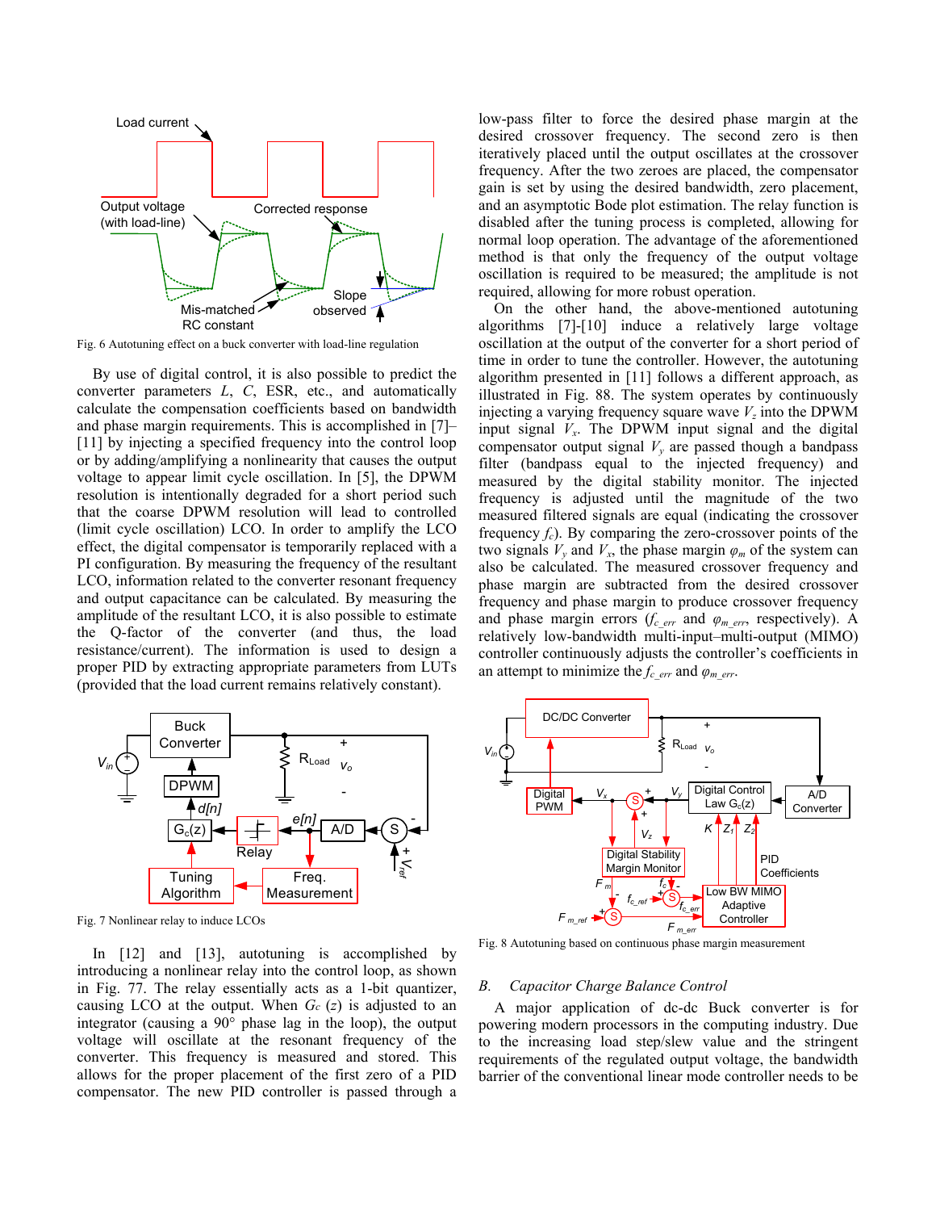Fig. 6 Autotuning effect on a buck converter with load-line regulation

By use of digital control, it is also possible to predict the converter parameters $L$, $C$, ESR, etc., and automatically calculate the compensation coefficients based on bandwidth and phase margin requirements. This is accomplished in [7]–[11] by injecting a specified frequency into the control loop or by adding/amplifying a nonlinearity that causes the output voltage to appear limit cycle oscillation. In [5], the DPWM resolution is intentionally degraded for a short period such that the coarse DPWM resolution will lead to controlled (limit cycle oscillation) LCO. In order to amplify the LCO effect, the digital compensator is temporarily replaced with a PI configuration. By measuring the frequency of the resultant LCO, information related to the converter resonant frequency and output capacitance can be calculated. By measuring the amplitude of the resultant LCO, it is also possible to estimate the Q-factor of the converter (and thus, the load resistance/current). The information is used to design a proper PID by extracting appropriate parameters from LUTs (provided that the load current remains relatively constant).

Fig. 7 Nonlinear relay to induce LCOs

In [12] and [13], autotuning is accomplished by introducing a nonlinear relay into the control loop, as shown in Fig. 77. The relay essentially acts as a 1-bit quantizer, causing LCO at the output. When $G_c(z)$ is adjusted to an integrator (causing a 90° phase lag in the loop), the output voltage will oscillate at the resonant frequency of the converter. This frequency is measured and stored. This allows for the proper placement of the first zero of a PID compensator. The new PID controller is passed through a low-pass filter to force the desired phase margin at the desired crossover frequency. The second zero is then iteratively placed until the output oscillates at the crossover frequency. After the two zeroes are placed, the compensator gain is set by using the desired bandwidth, zero placement, and an asymptotic Bode plot estimation. The relay function is disabled after the tuning process is completed, allowing for normal loop operation. The advantage of the aforementioned method is that only the frequency of the output voltage oscillation is required to be measured; the amplitude is not required, allowing for more robust operation.

On the other hand, the above-mentioned autotuning algorithms [7]-[10] induce a relatively large voltage oscillation at the output of the converter for a short period of time in order to tune the controller. However, the autotuning algorithm presented in [11] follows a different approach, as illustrated in Fig. 88. The system operates by continuously injecting a varying frequency square wave $V_z$ into the DPWM input signal $V_x$. The DPWM input signal and the digital compensator output signal $V_y$ are passed though a bandpass filter (bandpass equal to the injected frequency) and measured by the digital stability monitor. The injected frequency is adjusted until the magnitude of the two measured filtered signals are equal (indicating the crossover frequency $f_c$). By comparing the zero-crossover points of the two signals $V_y$ and $V_x$, the phase margin $\varphi_m$ of the system can also be calculated. The measured crossover frequency and phase margin are subtracted from the desired crossover frequency and phase margin to produce crossover frequency and phase margin errors ($f_{c\_err}$ and $\varphi_{m\_err}$, respectively). A relatively low-bandwidth multi-input–multi-output (MIMO) controller continuously adjusts the controller's coefficients in an attempt to minimize the $f_{c\_err}$ and $\varphi_{m\_err}$.

Fig. 8 Autotuning based on continuous phase margin measurement

## B. Capacitor Charge Balance Control

A major application of dc-dc Buck converter is for powering modern processors in the computing industry. Due to the increasing load step/slew value and the stringent requirements of the regulated output voltage, the bandwidth barrier of the conventional linear mode controller needs to be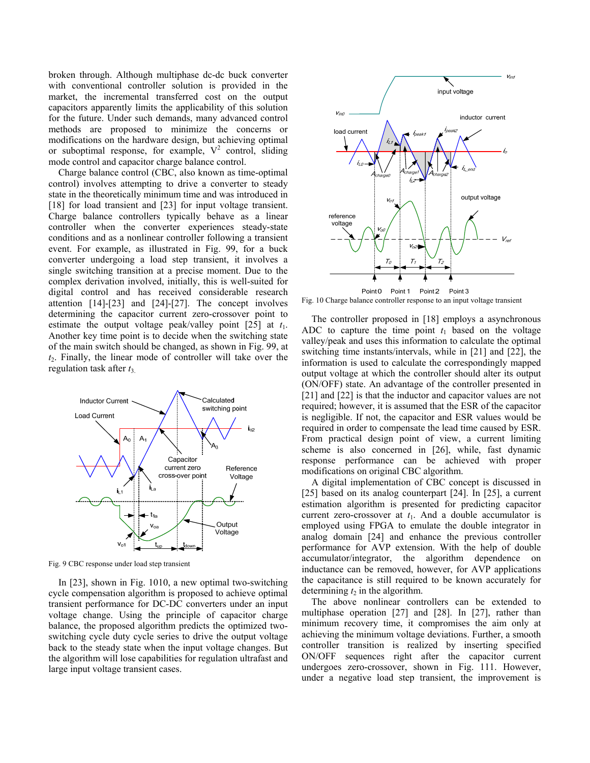broken through. Although multiphase dc-dc buck converter with conventional controller solution is provided in the market, the incremental transferred cost on the output capacitors apparently limits the applicability of this solution for the future. Under such demands, many advanced control methods are proposed to minimize the concerns or modifications on the hardware design, but achieving optimal or suboptimal response, for example, $V^2$ control, sliding mode control and capacitor charge balance control.

Charge balance control (CBC, also known as time-optimal control) involves attempting to drive a converter to steady state in the theoretically minimum time and was introduced in [18] for load transient and [23] for input voltage transient. Charge balance controllers typically behave as a linear controller when the converter experiences steady-state conditions and as a nonlinear controller following a transient event. For example, as illustrated in Fig. 99, for a buck converter undergoing a load step transient, it involves a single switching transition at a precise moment. Due to the complex derivation involved, initially, this is well-suited for digital control and has received considerable research attention [14]-[23] and [24]-[27]. The concept involves determining the capacitor current zero-crossover point to estimate the output voltage peak/valley point [25] at $t_1$. Another key time point is to decide when the switching state of the main switch should be changed, as shown in Fig. 99, at $t_2$. Finally, the linear mode of controller will take over the regulation task after $t_3$.

Fig. 9 CBC response under load step transient

In [23], shown in Fig. 1010, a new optimal two-switching cycle compensation algorithm is proposed to achieve optimal transient performance for DC-DC converters under an input voltage change. Using the principle of capacitor charge balance, the proposed algorithm predicts the optimized two-switching cycle duty cycle series to drive the output voltage back to the steady state when the input voltage changes. But the algorithm will lose capabilities for regulation ultrafast and large input voltage transient cases.

Fig. 10 Charge balance controller response to an input voltage transient

The controller proposed in [18] employs a asynchronous ADC to capture the time point $t_1$ based on the voltage valley/peak and uses this information to calculate the optimal switching time instants/intervals, while in [21] and [22], the information is used to calculate the correspondingly mapped output voltage at which the controller should alter its output (ON/OFF) state. An advantage of the controller presented in [21] and [22] is that the inductor and capacitor values are not required; however, it is assumed that the ESR of the capacitor is negligible. If not, the capacitor and ESR values would be required in order to compensate the lead time caused by ESR. From practical design point of view, a current limiting scheme is also concerned in [26], while, fast dynamic response performance can be achieved with proper modifications on original CBC algorithm.

A digital implementation of CBC concept is discussed in [25] based on its analog counterpart [24]. In [25], a current estimation algorithm is presented for predicting capacitor current zero-crossover at $t_1$. And a double accumulator is employed using FPGA to emulate the double integrator in analog domain [24] and enhance the previous controller performance for AVP extension. With the help of double accumulator/integrator, the algorithm dependence on inductance can be removed, however, for AVP applications the capacitance is still required to be known accurately for determining $t_2$ in the algorithm.

The above nonlinear controllers can be extended to multiphase operation [27] and [28]. In [27], rather than minimum recovery time, it compromises the aim only at achieving the minimum voltage deviations. Further, a smooth controller transition is realized by inserting specified ON/OFF sequences right after the capacitor current undergoes zero-crossover, shown in Fig. 111. However, under a negative load step transient, the improvement is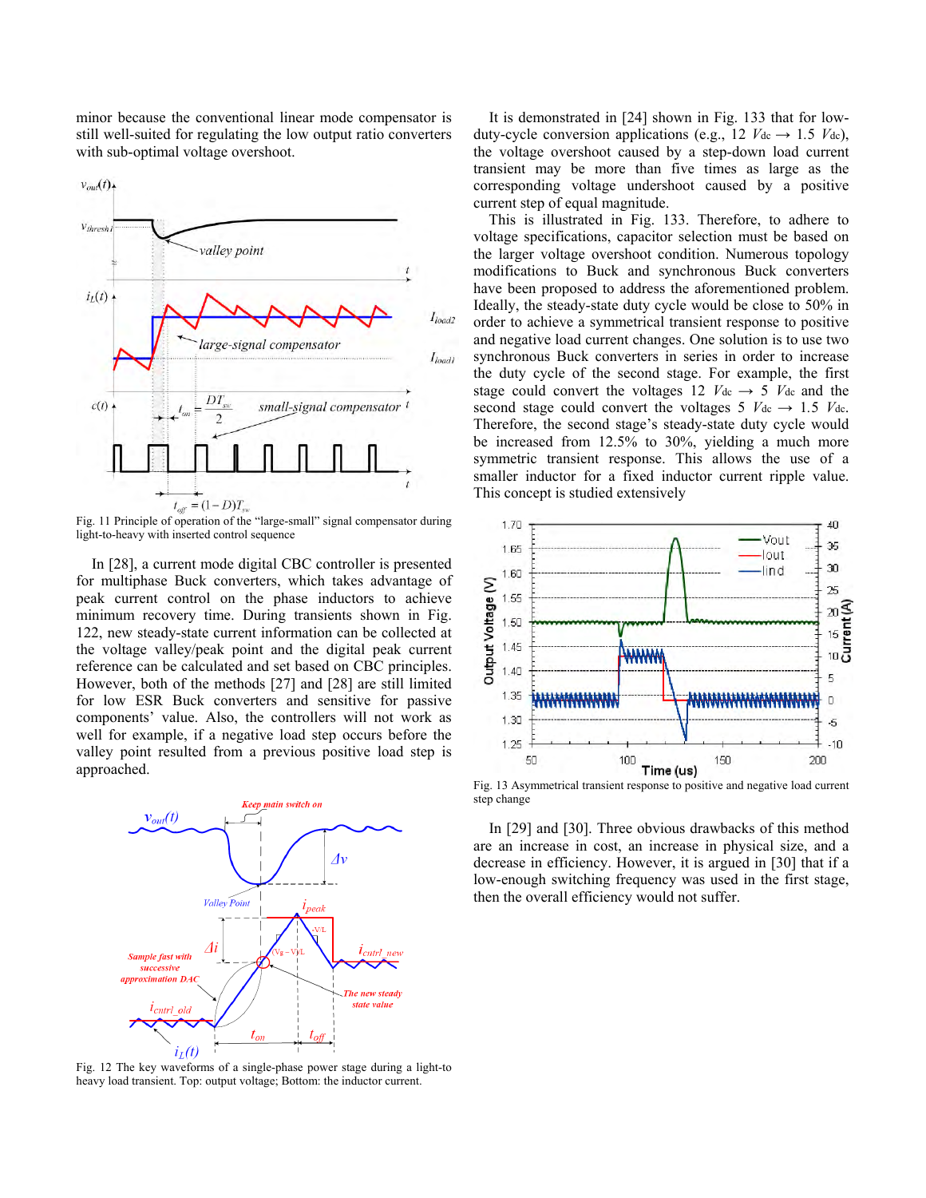minor because the conventional linear mode compensator is still well-suited for regulating the low output ratio converters with sub-optimal voltage overshoot.

Fig. 11 Principle of operation of the "large-small" signal compensator during light-to-heavy with inserted control sequence

In [28], a current mode digital CBC controller is presented for multiphase Buck converters, which takes advantage of peak current control on the phase inductors to achieve minimum recovery time. During transients shown in Fig. 122, new steady-state current information can be collected at the voltage valley/peak point and the digital peak current reference can be calculated and set based on CBC principles. However, both of the methods [27] and [28] are still limited for low ESR Buck converters and sensitive for passive components' value. Also, the controllers will not work as well for example, if a negative load step occurs before the valley point resulted from a previous positive load step is approached.

Fig. 12 The key waveforms of a single-phase power stage during a light-to heavy load transient. Top: output voltage; Bottom: the inductor current.

It is demonstrated in [24] shown in Fig. 133 that for low-duty-cycle conversion applications (e.g., 12 $V_{dc} \rightarrow 1.5$ $V_{dc}$), the voltage overshoot caused by a step-down load current transient may be more than five times as large as the corresponding voltage undershoot caused by a positive current step of equal magnitude.

This is illustrated in Fig. 133. Therefore, to adhere to voltage specifications, capacitor selection must be based on the larger voltage overshoot condition. Numerous topology modifications to Buck and synchronous Buck converters have been proposed to address the aforementioned problem. Ideally, the steady-state duty cycle would be close to 50% in order to achieve a symmetrical transient response to positive and negative load current changes. One solution is to use two synchronous Buck converters in series in order to increase the duty cycle of the second stage. For example, the first stage could convert the voltages 12 $V_{dc} \rightarrow 5$ $V_{dc}$ and the second stage could convert the voltages 5 $V_{dc} \rightarrow 1.5$ $V_{dc}$. Therefore, the second stage's steady-state duty cycle would be increased from 12.5% to 30%, yielding a much more symmetric transient response. This allows the use of a smaller inductor for a fixed inductor current ripple value. This concept is studied extensively

Fig. 13 Asymmetrical transient response to positive and negative load current step change

In [29] and [30]. Three obvious drawbacks of this method are an increase in cost, an increase in physical size, and a decrease in efficiency. However, it is argued in [30] that if a low-enough switching frequency was used in the first stage, then the overall efficiency would not suffer.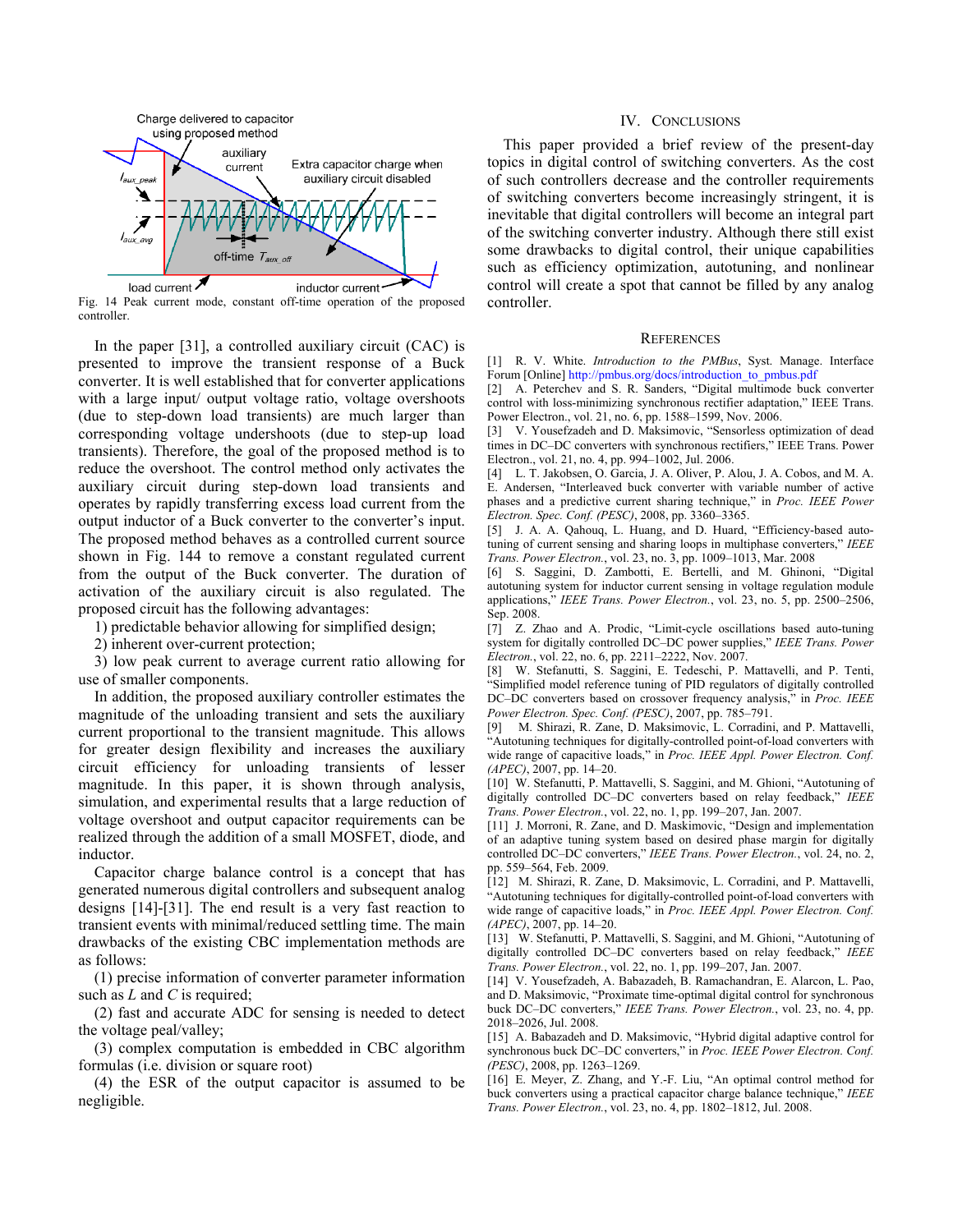Fig. 14 Peak current mode, constant off-time operation of the proposed controller.

In the paper [31], a controlled auxiliary circuit (CAC) is presented to improve the transient response of a Buck converter. It is well established that for converter applications with a large input/ output voltage ratio, voltage overshoots (due to step-down load transients) are much larger than corresponding voltage undershoots (due to step-up load transients). Therefore, the goal of the proposed method is to reduce the overshoot. The control method only activates the auxiliary circuit during step-down load transients and operates by rapidly transferring excess load current from the output inductor of a Buck converter to the converter's input. The proposed method behaves as a controlled current source shown in Fig. 144 to remove a constant regulated current from the output of the Buck converter. The duration of activation of the auxiliary circuit is also regulated. The proposed circuit has the following advantages:

1) predictable behavior allowing for simplified design;
2) inherent over-current protection;
3) low peak current to average current ratio allowing for use of smaller components.

In addition, the proposed auxiliary controller estimates the magnitude of the unloading transient and sets the auxiliary current proportional to the transient magnitude. This allows for greater design flexibility and increases the auxiliary circuit efficiency for unloading transients of lesser magnitude. In this paper, it is shown through analysis, simulation, and experimental results that a large reduction of voltage overshoot and output capacitor requirements can be realized through the addition of a small MOSFET, diode, and inductor.

Capacitor charge balance control is a concept that has generated numerous digital controllers and subsequent analog designs [14]-[31]. The end result is a very fast reaction to transient events with minimal/reduced settling time. The main drawbacks of the existing CBC implementation methods are as follows:

(1) precise information of converter parameter information such as $L$ and $C$ is required;

(2) fast and accurate ADC for sensing is needed to detect the voltage peal/valley;

(3) complex computation is embedded in CBC algorithm formulas (i.e. division or square root)

(4) the ESR of the output capacitor is assumed to be negligible.

## IV. Conclusions

This paper provided a brief review of the present-day topics in digital control of switching converters. As the cost of such controllers decrease and the controller requirements of switching converters become increasingly stringent, it is inevitable that digital controllers will become an integral part of the switching converter industry. Although there still exist some drawbacks to digital control, their unique capabilities such as efficiency optimization, autotuning, and nonlinear control will create a spot that cannot be filled by any analog controller.

## References

[1] R. V. White. *Introduction to the PMBus*, Syst. Manage. Interface Forum [Online] http://pmbus.org/docs/introduction_to_pmbus.pdf

[2] A. Peterchev and S. R. Sanders, "Digital multimode buck converter control with loss-minimizing synchronous rectifier adaptation," IEEE Trans. Power Electron., vol. 21, no. 6, pp. 1588–1599, Nov. 2006.

[3] V. Yousefzadeh and D. Maksimovic, "Sensorless optimization of dead times in DC–DC converters with synchronous rectifiers," IEEE Trans. Power Electron., vol. 21, no. 4, pp. 994–1002, Jul. 2006.

[4] L. T. Jakobsen, O. Garcia, J. A. Oliver, P. Alou, J. A. Cobos, and M. A. E. Andersen, "Interleaved buck converter with variable number of active phases and a predictive current sharing technique," in *Proc. IEEE Power Electron. Spec. Conf. (PESC)*, 2008, pp. 3360–3365.

[5] J. A. A. Qahouq, L. Huang, and D. Huard, "Efficiency-based auto-tuning of current sensing and sharing loops in multiphase converters," *IEEE Trans. Power Electron.*, vol. 23, no. 3, pp. 1009–1013, Mar. 2008

[6] S. Saggini, D. Zambotti, E. Bertelli, and M. Ghioni, "Digital autotuning system for inductor current sensing in voltage regulation module applications," *IEEE Trans. Power Electron.*, vol. 23, no. 5, pp. 2500–2506, Sep. 2008.

[7] Z. Zhao and A. Prodic, "Limit-cycle oscillations based auto-tuning system for digitally controlled DC–DC power supplies," *IEEE Trans. Power Electron.*, vol. 22, no. 6, pp. 2211–2222, Nov. 2007.

[8] W. Stefanutti, S. Saggini, E. Tedeschi, P. Mattavelli, and P. Tenti, "Simplified model reference tuning of PID regulators of digitally controlled DC–DC converters based on crossover frequency analysis," in *Proc. IEEE Power Electron. Spec. Conf. (PESC)*, 2007, pp. 785–791.

[9] M. Shirazi, R. Zane, D. Maksimovic, L. Corradini, and P. Mattavelli, "Autotuning techniques for digitally-controlled point-of-load converters with wide range of capacitive loads," in *Proc. IEEE Appl. Power Electron. Conf. (APEC)*, 2007, pp. 14–20.

[10] W. Stefanutti, P. Mattavelli, S. Saggini, and M. Ghioni, "Autotuning of digitally controlled DC–DC converters based on relay feedback," *IEEE Trans. Power Electron.*, vol. 22, no. 1, pp. 199–207, Jan. 2007.

[11] J. Morroni, R. Zane, and D. Maskimovic, "Design and implementation of an adaptive tuning system based on desired phase margin for digitally controlled DC–DC converters," *IEEE Trans. Power Electron.*, vol. 24, no. 2, pp. 559–564, Feb. 2009.

[12] M. Shirazi, R. Zane, D. Maksimovic, L. Corradini, and P. Mattavelli, "Autotuning techniques for digitally-controlled point-of-load converters with wide range of capacitive loads," in *Proc. IEEE Appl. Power Electron. Conf. (APEC)*, 2007, pp. 14–20.

[13] W. Stefanutti, P. Mattavelli, S. Saggini, and M. Ghioni, "Autotuning of digitally controlled DC–DC converters based on relay feedback," *IEEE Trans. Power Electron.*, vol. 22, no. 1, pp. 199–207, Jan. 2007.

[14] V. Yousefzadeh, A. Babazadeh, B. Ramachandran, E. Alarcon, L. Pao, and D. Maksimovic, "Proximate time-optimal digital control for synchronous buck DC–DC converters," *IEEE Trans. Power Electron.*, vol. 23, no. 4, pp. 2018–2026, Jul. 2008.

[15] A. Babazadeh and D. Maksimovic, "Hybrid digital adaptive control for synchronous buck DC–DC converters," in *Proc. IEEE Power Electron. Conf. (PESC)*, 2008, pp. 1263–1269.

[16] E. Meyer, Z. Zhang, and Y.-F. Liu, "An optimal control method for buck converters using a practical capacitor charge balance technique," *IEEE Trans. Power Electron.*, vol. 23, no. 4, pp. 1802–1812, Jul. 2008.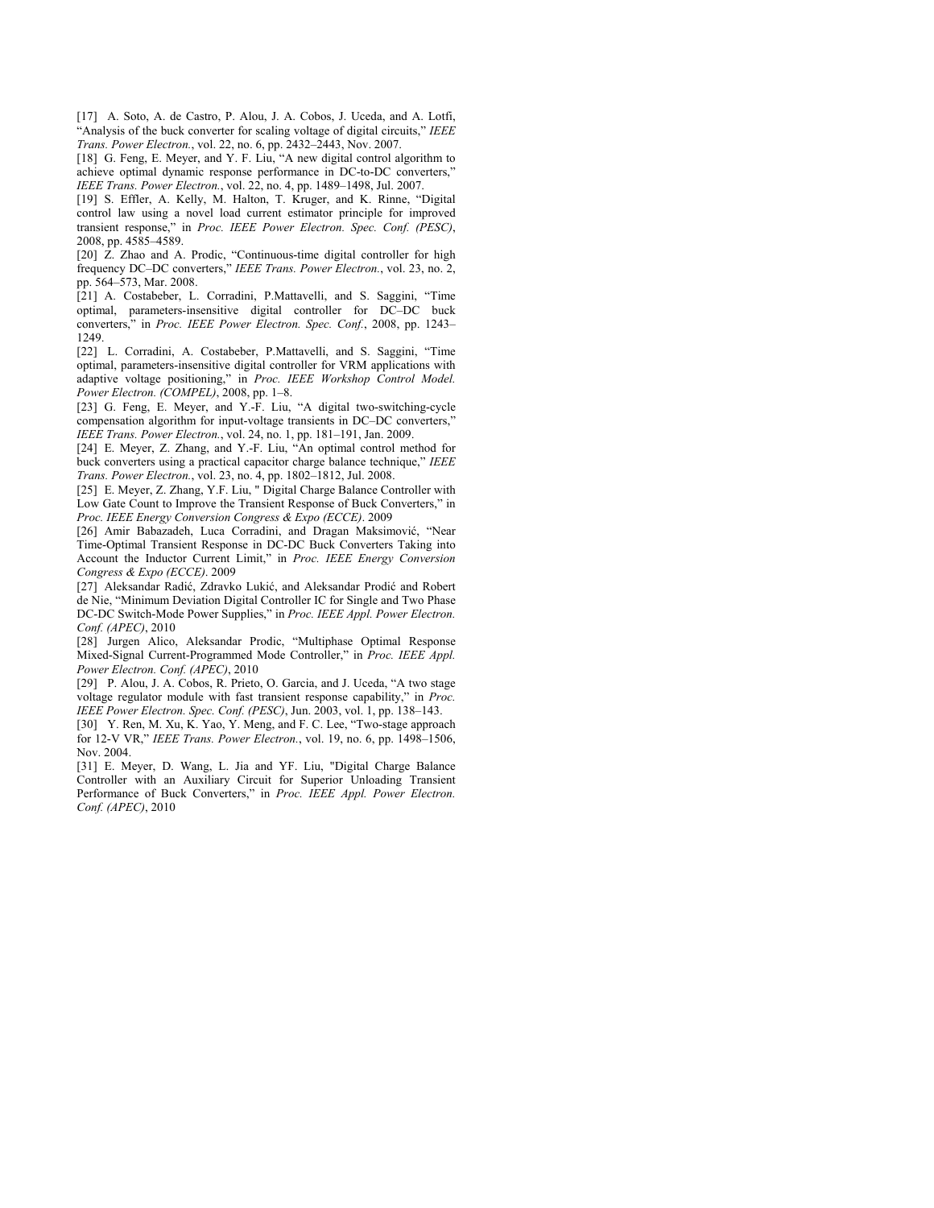[17] A. Soto, A. de Castro, P. Alou, J. A. Cobos, J. Uceda, and A. Lotfi, "Analysis of the buck converter for scaling voltage of digital circuits," *IEEE Trans. Power Electron.*, vol. 22, no. 6, pp. 2432–2443, Nov. 2007.

[18] G. Feng, E. Meyer, and Y. F. Liu, "A new digital control algorithm to achieve optimal dynamic response performance in DC-to-DC converters," *IEEE Trans. Power Electron.*, vol. 22, no. 4, pp. 1489–1498, Jul. 2007.

[19] S. Effler, A. Kelly, M. Halton, T. Kruger, and K. Rinne, "Digital control law using a novel load current estimator principle for improved transient response," in *Proc. IEEE Power Electron. Spec. Conf. (PESC)*, 2008, pp. 4585–4589.

[20] Z. Zhao and A. Prodic, "Continuous-time digital controller for high frequency DC–DC converters," *IEEE Trans. Power Electron.*, vol. 23, no. 2, pp. 564–573, Mar. 2008.

[21] A. Costabeber, L. Corradini, P.Mattavelli, and S. Saggini, "Time optimal, parameters-insensitive digital controller for DC–DC buck converters," in *Proc. IEEE Power Electron. Spec. Conf.*, 2008, pp. 1243–1249.

[22] L. Corradini, A. Costabeber, P.Mattavelli, and S. Saggini, "Time optimal, parameters-insensitive digital controller for VRM applications with adaptive voltage positioning," in *Proc. IEEE Workshop Control Model. Power Electron. (COMPEL)*, 2008, pp. 1–8.

[23] G. Feng, E. Meyer, and Y.-F. Liu, "A digital two-switching-cycle compensation algorithm for input-voltage transients in DC–DC converters," *IEEE Trans. Power Electron.*, vol. 24, no. 1, pp. 181–191, Jan. 2009.

[24] E. Meyer, Z. Zhang, and Y.-F. Liu, "An optimal control method for buck converters using a practical capacitor charge balance technique," *IEEE Trans. Power Electron.*, vol. 23, no. 4, pp. 1802–1812, Jul. 2008.

[25] E. Meyer, Z. Zhang, Y.F. Liu, " Digital Charge Balance Controller with Low Gate Count to Improve the Transient Response of Buck Converters," in *Proc. IEEE Energy Conversion Congress & Expo (ECCE)*. 2009

[26] Amir Babazadeh, Luca Corradini, and Dragan Maksimović, "Near Time-Optimal Transient Response in DC-DC Buck Converters Taking into Account the Inductor Current Limit," in *Proc. IEEE Energy Conversion Congress & Expo (ECCE)*. 2009

[27] Aleksandar Radić, Zdravko Lukić, and Aleksandar Prodić and Robert de Nie, "Minimum Deviation Digital Controller IC for Single and Two Phase DC-DC Switch-Mode Power Supplies," in *Proc. IEEE Appl. Power Electron. Conf. (APEC)*, 2010

[28] Jurgen Alico, Aleksandar Prodic, "Multiphase Optimal Response Mixed-Signal Current-Programmed Mode Controller," in *Proc. IEEE Appl. Power Electron. Conf. (APEC)*, 2010

[29] P. Alou, J. A. Cobos, R. Prieto, O. Garcia, and J. Uceda, "A two stage voltage regulator module with fast transient response capability," in *Proc. IEEE Power Electron. Spec. Conf. (PESC)*, Jun. 2003, vol. 1, pp. 138–143.

[30] Y. Ren, M. Xu, K. Yao, Y. Meng, and F. C. Lee, "Two-stage approach for 12-V VR," *IEEE Trans. Power Electron.*, vol. 19, no. 6, pp. 1498–1506, Nov. 2004.

[31] E. Meyer, D. Wang, L. Jia and YF. Liu, "Digital Charge Balance Controller with an Auxiliary Circuit for Superior Unloading Transient Performance of Buck Converters," in *Proc. IEEE Appl. Power Electron. Conf. (APEC)*, 2010